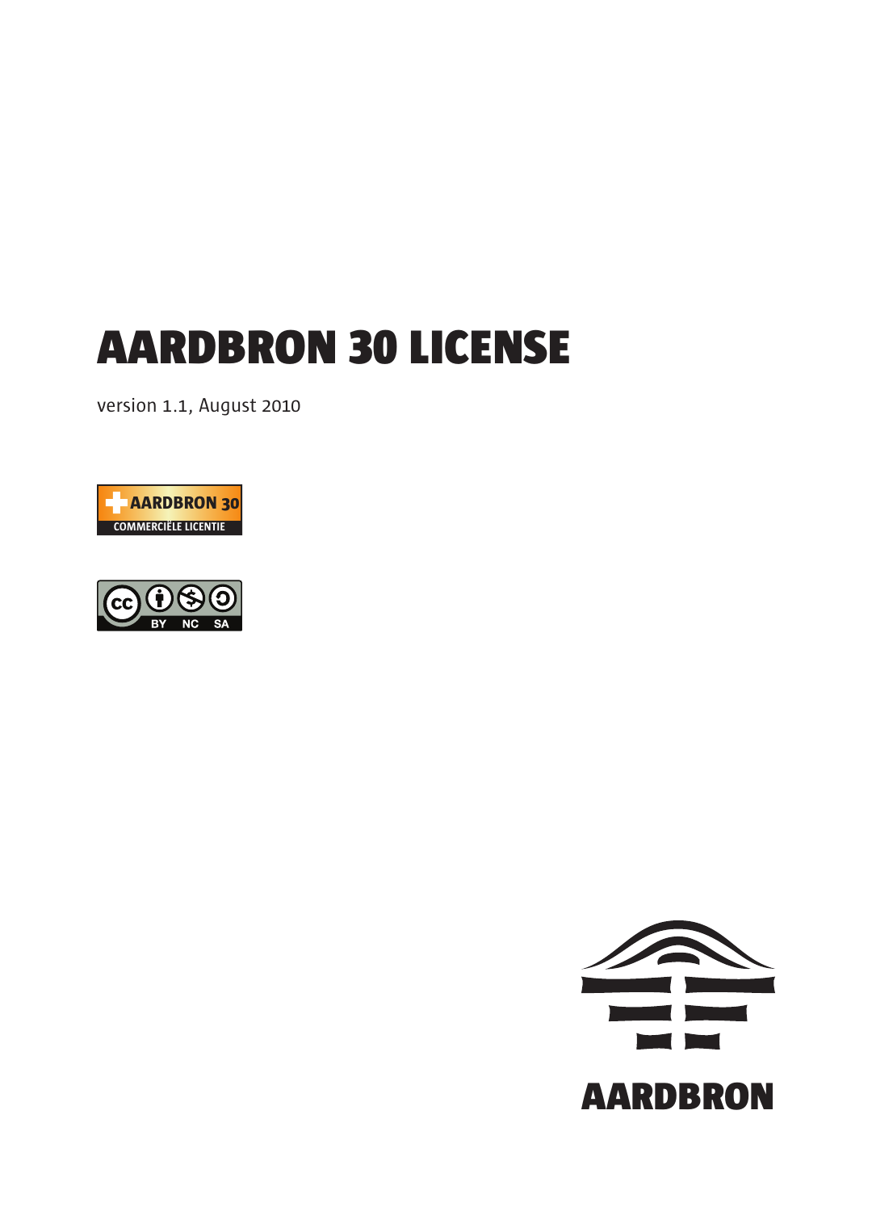# AARDBRON 30 LICENSE

version 1.1, August 2010

AARDBRON 30
COMMERCIËLE LICENTIE

BY NC SA

AARDBRON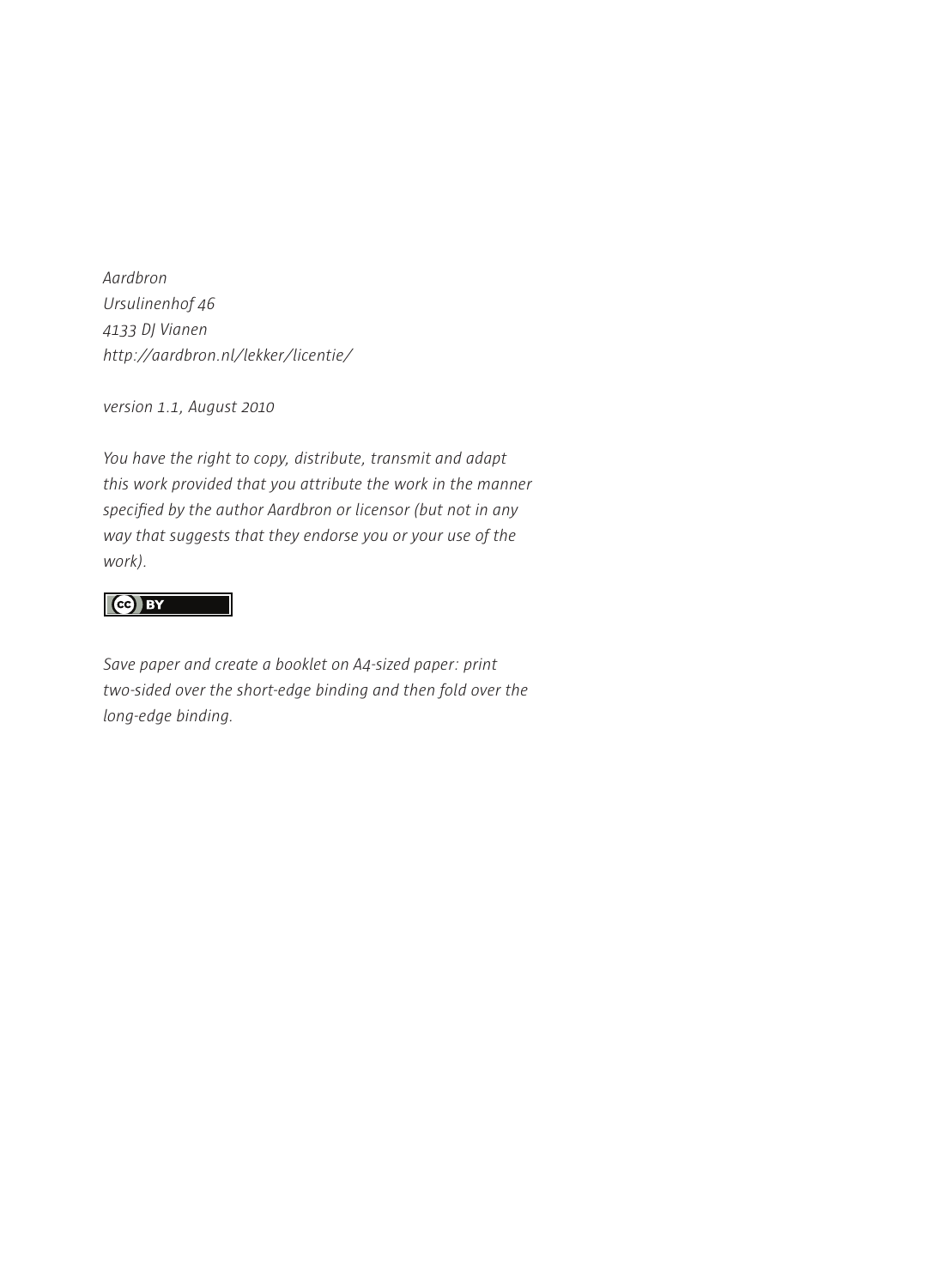*Aardbron*
*Ursulinenhof 46*
*4133 DJ Vianen*
*http://aardbron.nl/lekker/licentie/*

*version 1.1, August 2010*

*You have the right to copy, distribute, transmit and adapt this work provided that you attribute the work in the manner specified by the author Aardbron or licensor (but not in any way that suggests that they endorse you or your use of the work).*

CC BY

*Save paper and create a booklet on A4-sized paper: print two-sided over the short-edge binding and then fold over the long-edge binding.*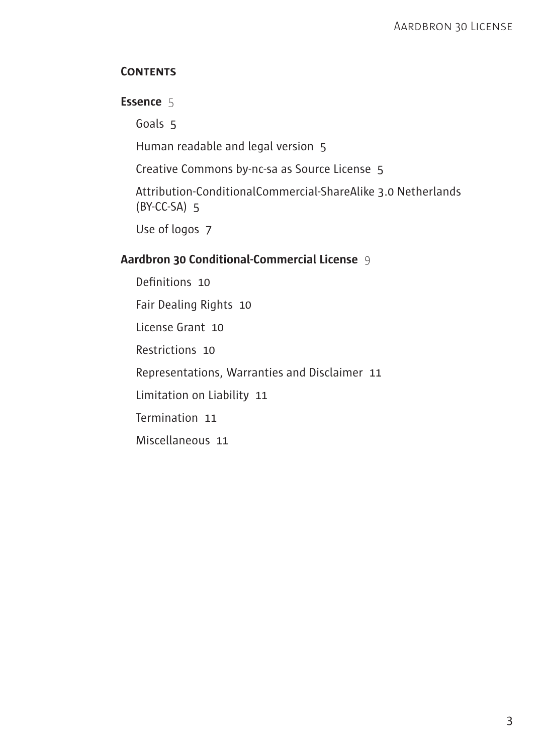## Contents

**Essence** 5

- Goals 5
- Human readable and legal version 5
- Creative Commons by-nc-sa as Source License 5
- Attribution-ConditionalCommercial-ShareAlike 3.0 Netherlands (BY-CC-SA) 5
- Use of logos 7

**Aardbron 30 Conditional-Commercial License** 9

- Definitions 10
- Fair Dealing Rights 10
- License Grant 10
- Restrictions 10
- Representations, Warranties and Disclaimer 11
- Limitation on Liability 11
- Termination 11
- Miscellaneous 11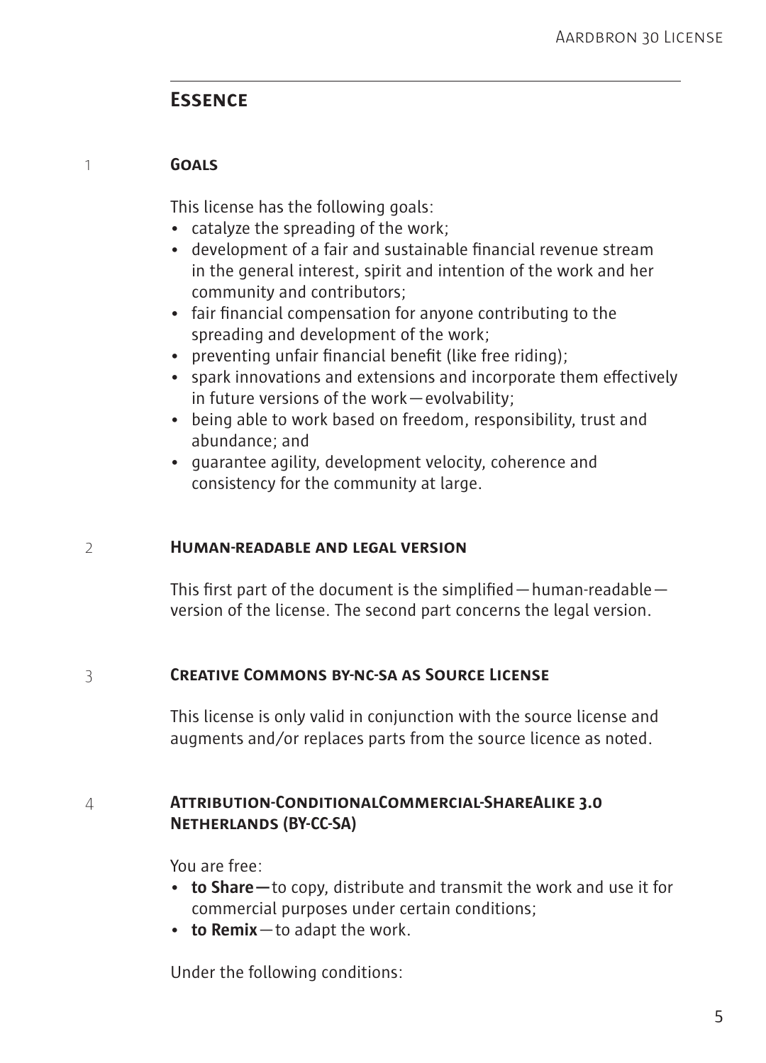## Essence

### 1 Goals

This license has the following goals:

- catalyze the spreading of the work;
- development of a fair and sustainable financial revenue stream in the general interest, spirit and intention of the work and her community and contributors;
- fair financial compensation for anyone contributing to the spreading and development of the work;
- preventing unfair financial benefit (like free riding);
- spark innovations and extensions and incorporate them effectively in future versions of the work—evolvability;
- being able to work based on freedom, responsibility, trust and abundance; and
- guarantee agility, development velocity, coherence and consistency for the community at large.

### 2 Human-readable and legal version

This first part of the document is the simplified—human-readable—version of the license. The second part concerns the legal version.

### 3 Creative Commons by-nc-sa as Source License

This license is only valid in conjunction with the source license and augments and/or replaces parts from the source licence as noted.

### 4 Attribution-ConditionalCommercial-ShareAlike 3.0 Netherlands (BY-CC-SA)

You are free:

- **to Share—**to copy, distribute and transmit the work and use it for commercial purposes under certain conditions;
- **to Remix**—to adapt the work.

Under the following conditions: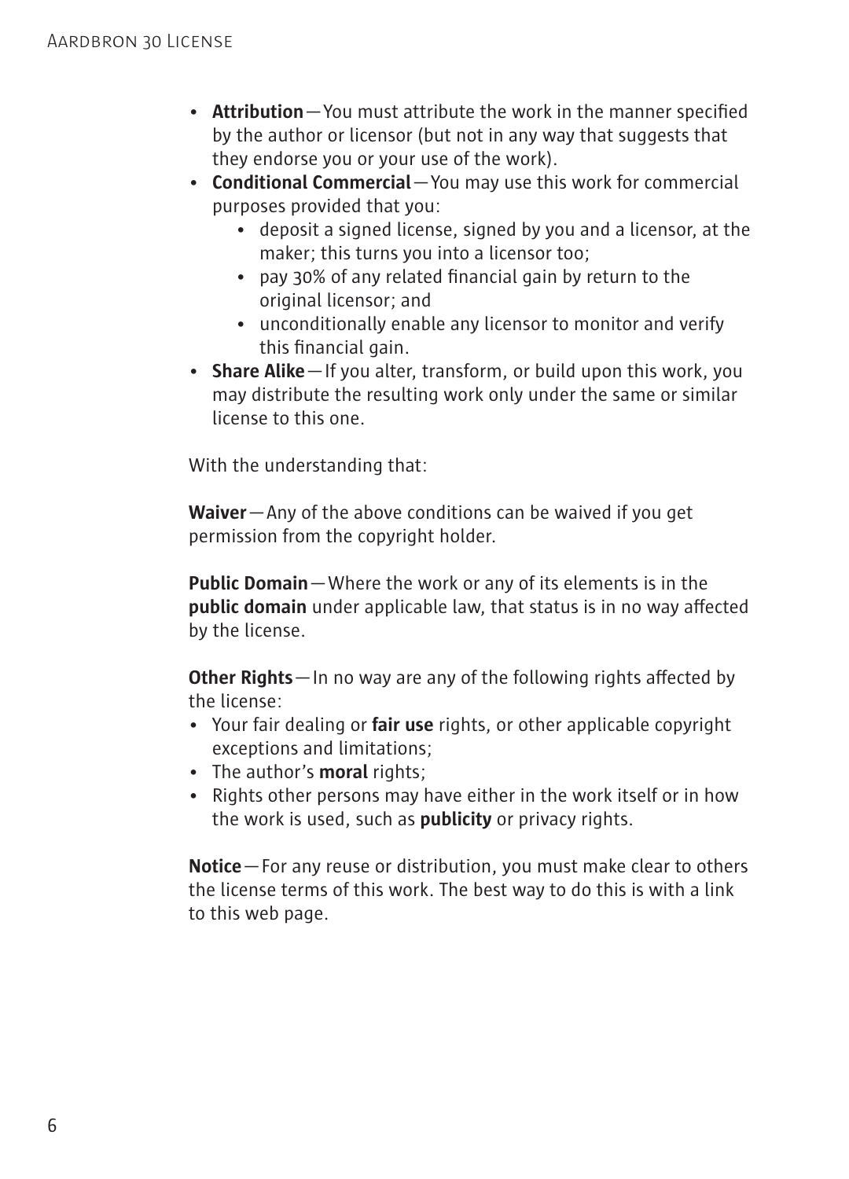- **Attribution** — You must attribute the work in the manner specified by the author or licensor (but not in any way that suggests that they endorse you or your use of the work).
- **Conditional Commercial** — You may use this work for commercial purposes provided that you:
  - deposit a signed license, signed by you and a licensor, at the maker; this turns you into a licensor too;
  - pay 30% of any related financial gain by return to the original licensor; and
  - unconditionally enable any licensor to monitor and verify this financial gain.
- **Share Alike** — If you alter, transform, or build upon this work, you may distribute the resulting work only under the same or similar license to this one.

With the understanding that:

**Waiver** — Any of the above conditions can be waived if you get permission from the copyright holder.

**Public Domain** — Where the work or any of its elements is in the **public domain** under applicable law, that status is in no way affected by the license.

**Other Rights** — In no way are any of the following rights affected by the license:
- Your fair dealing or **fair use** rights, or other applicable copyright exceptions and limitations;
- The author's **moral** rights;
- Rights other persons may have either in the work itself or in how the work is used, such as **publicity** or privacy rights.

**Notice** — For any reuse or distribution, you must make clear to others the license terms of this work. The best way to do this is with a link to this web page.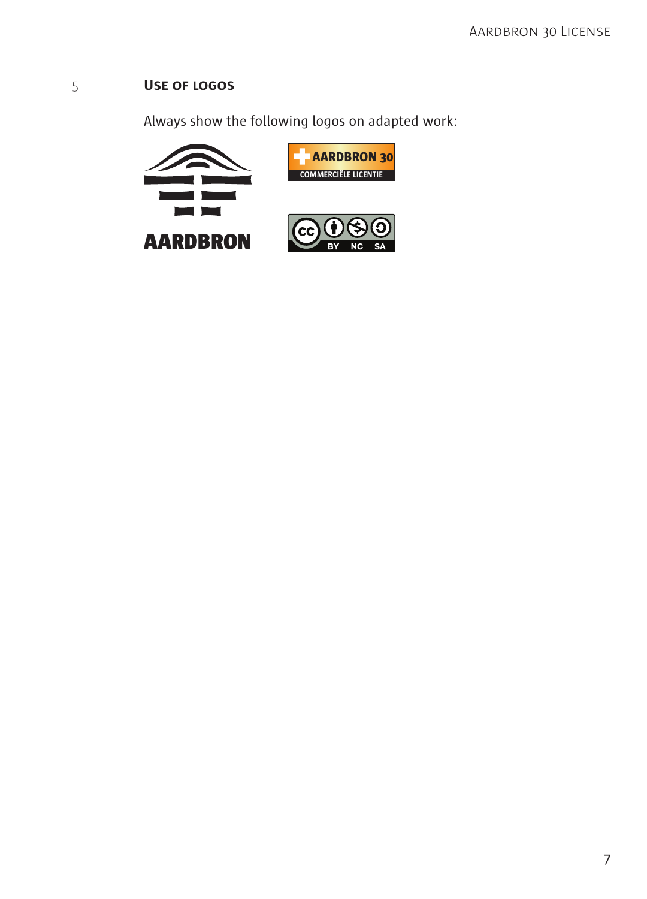## 5 Use of logos

Always show the following logos on adapted work: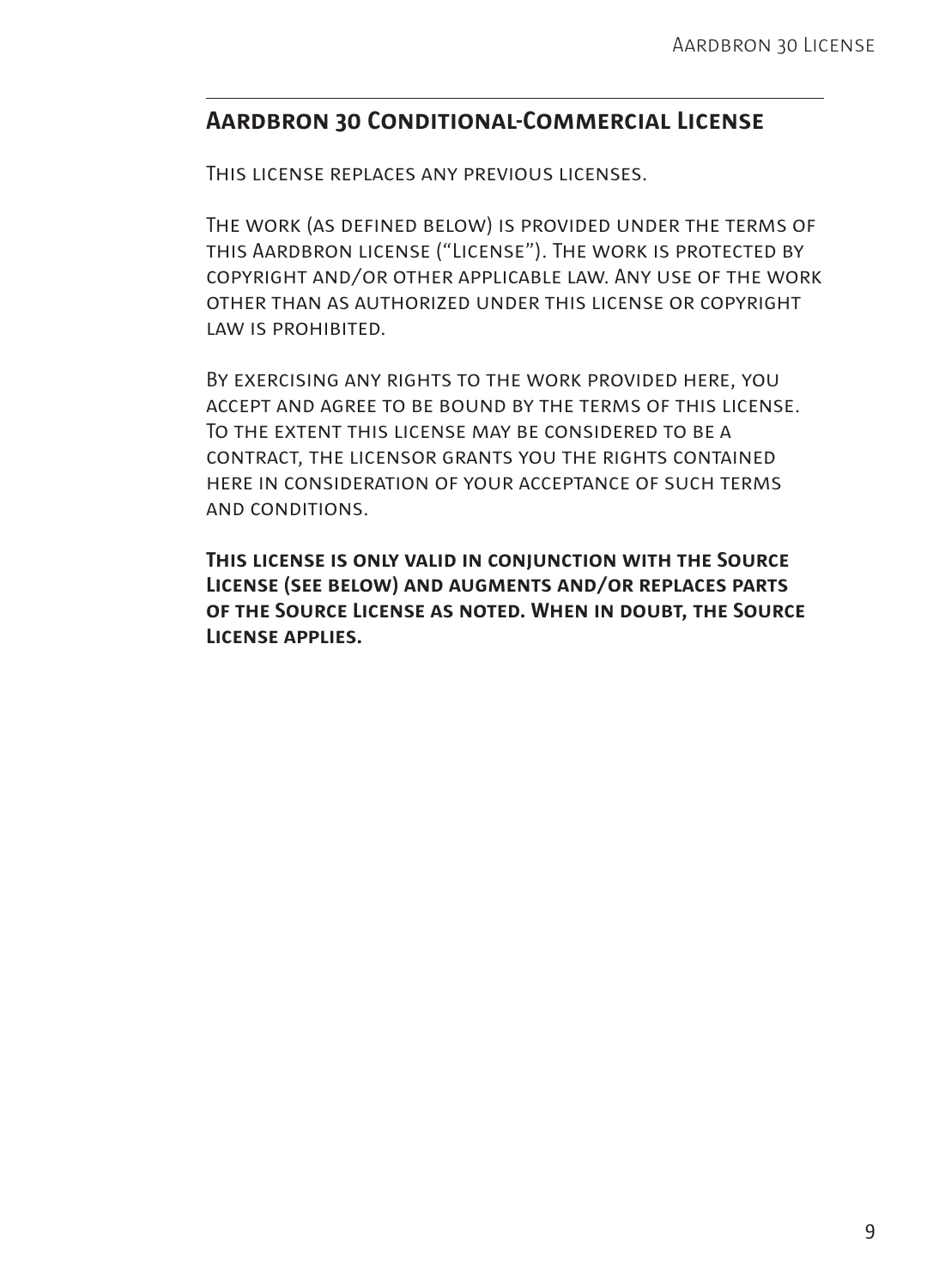## Aardbron 30 Conditional-Commercial License

This license replaces any previous licenses.

The work (as defined below) is provided under the terms of this Aardbron license ("License"). The work is protected by copyright and/or other applicable law. Any use of the work other than as authorized under this license or copyright law is prohibited.

By exercising any rights to the work provided here, you accept and agree to be bound by the terms of this license. To the extent this license may be considered to be a contract, the licensor grants you the rights contained here in consideration of your acceptance of such terms and conditions.

**This license is only valid in conjunction with the Source License (see below) and augments and/or replaces parts of the Source License as noted. When in doubt, the Source License applies.**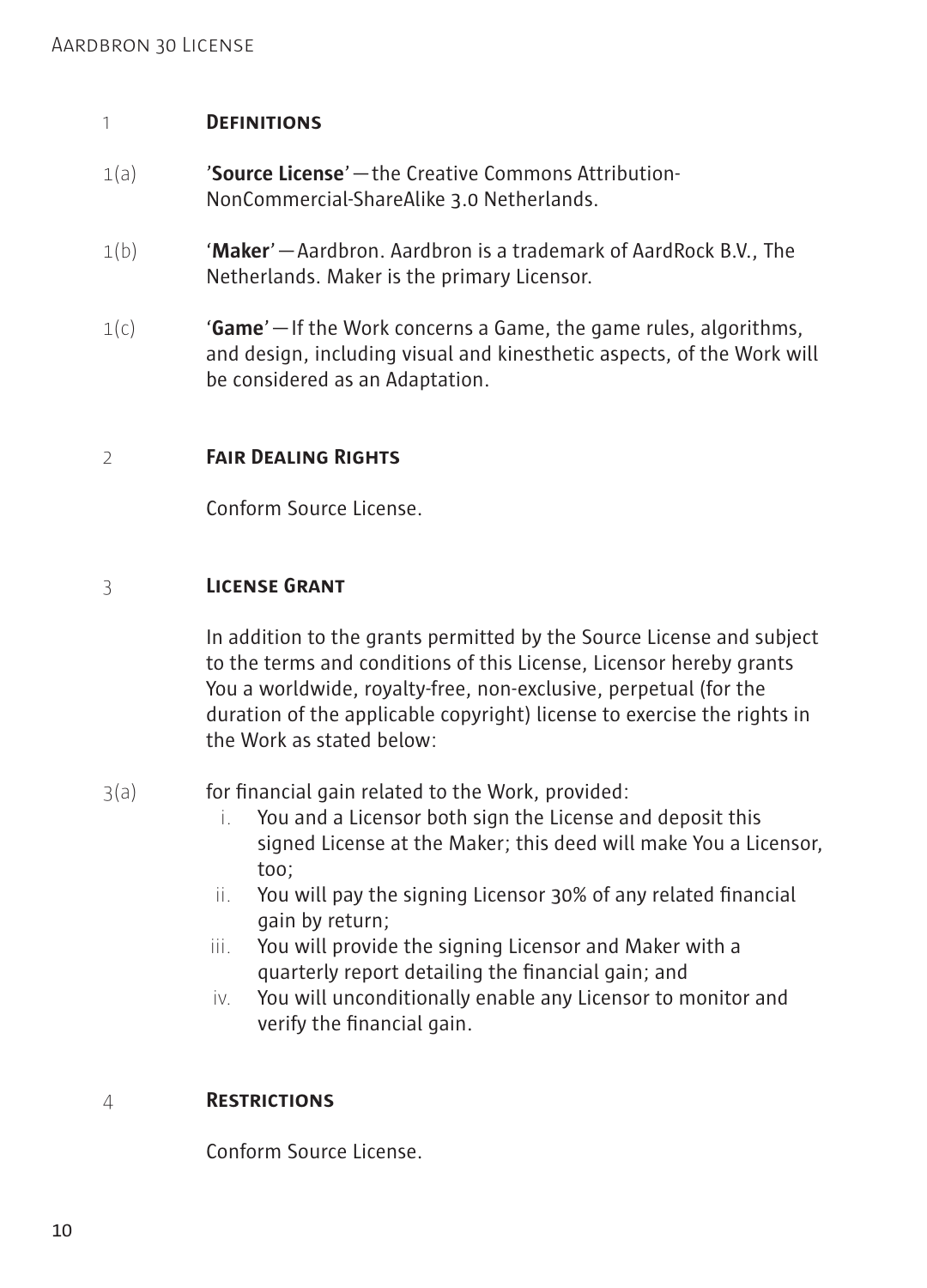## 1 Definitions

**1(a)** '**Source License**' — the Creative Commons Attribution-NonCommercial-ShareAlike 3.0 Netherlands.

**1(b)** '**Maker**' — Aardbron. Aardbron is a trademark of AardRock B.V., The Netherlands. Maker is the primary Licensor.

**1(c)** '**Game**' — If the Work concerns a Game, the game rules, algorithms, and design, including visual and kinesthetic aspects, of the Work will be considered as an Adaptation.

## 2 Fair Dealing Rights

Conform Source License.

## 3 License Grant

In addition to the grants permitted by the Source License and subject to the terms and conditions of this License, Licensor hereby grants You a worldwide, royalty-free, non-exclusive, perpetual (for the duration of the applicable copyright) license to exercise the rights in the Work as stated below:

**3(a)** for financial gain related to the Work, provided:

- i. You and a Licensor both sign the License and deposit this signed License at the Maker; this deed will make You a Licensor, too;
- ii. You will pay the signing Licensor 30% of any related financial gain by return;
- iii. You will provide the signing Licensor and Maker with a quarterly report detailing the financial gain; and
- iv. You will unconditionally enable any Licensor to monitor and verify the financial gain.

## 4 Restrictions

Conform Source License.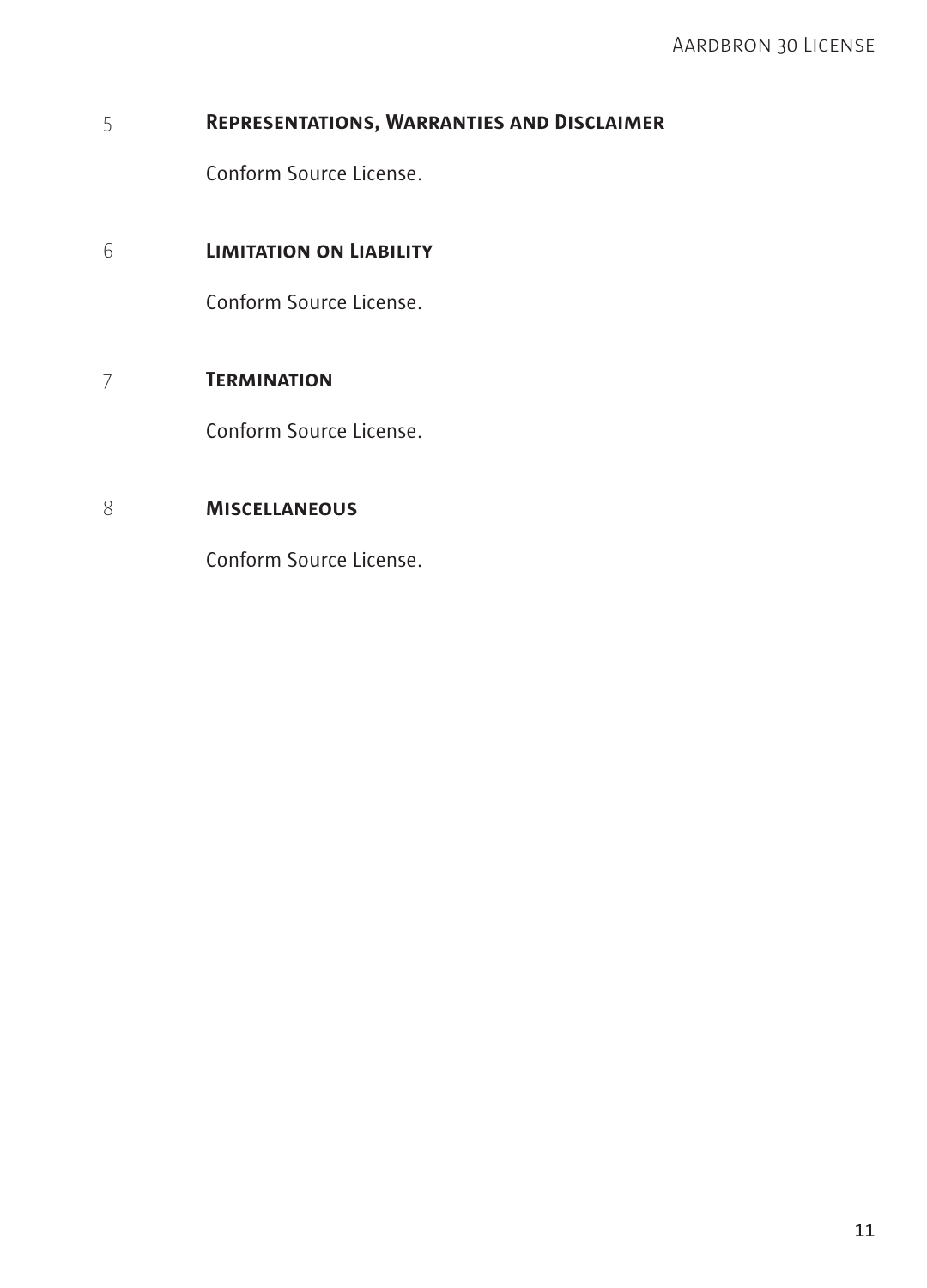## 5 Representations, Warranties and Disclaimer

Conform Source License.

## 6 Limitation on Liability

Conform Source License.

## 7 Termination

Conform Source License.

## 8 Miscellaneous

Conform Source License.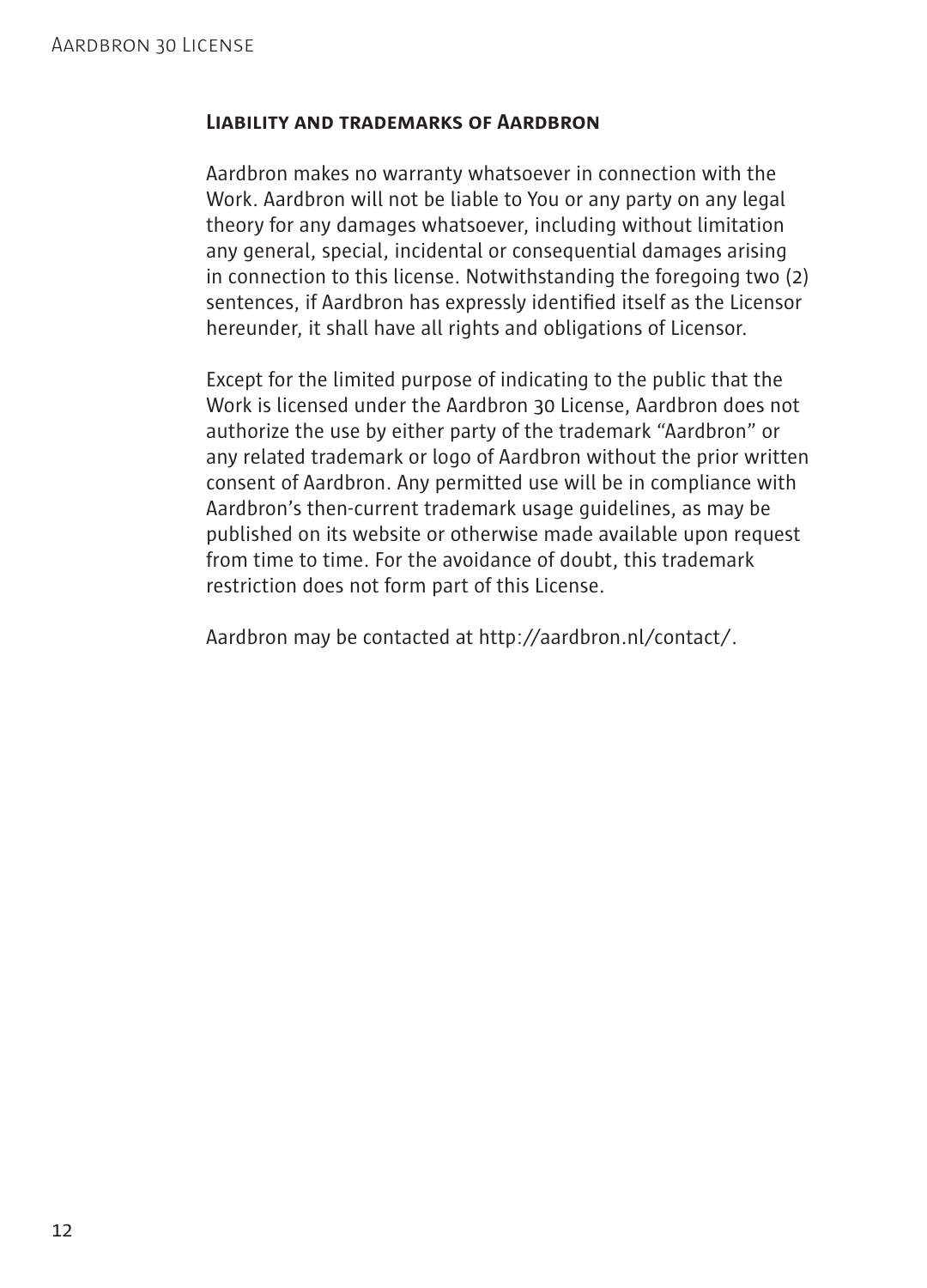## Liability and trademarks of Aardbron

Aardbron makes no warranty whatsoever in connection with the Work. Aardbron will not be liable to You or any party on any legal theory for any damages whatsoever, including without limitation any general, special, incidental or consequential damages arising in connection to this license. Notwithstanding the foregoing two (2) sentences, if Aardbron has expressly identified itself as the Licensor hereunder, it shall have all rights and obligations of Licensor.

Except for the limited purpose of indicating to the public that the Work is licensed under the Aardbron 30 License, Aardbron does not authorize the use by either party of the trademark “Aardbron” or any related trademark or logo of Aardbron without the prior written consent of Aardbron. Any permitted use will be in compliance with Aardbron’s then-current trademark usage guidelines, as may be published on its website or otherwise made available upon request from time to time. For the avoidance of doubt, this trademark restriction does not form part of this License.

Aardbron may be contacted at http://aardbron.nl/contact/.